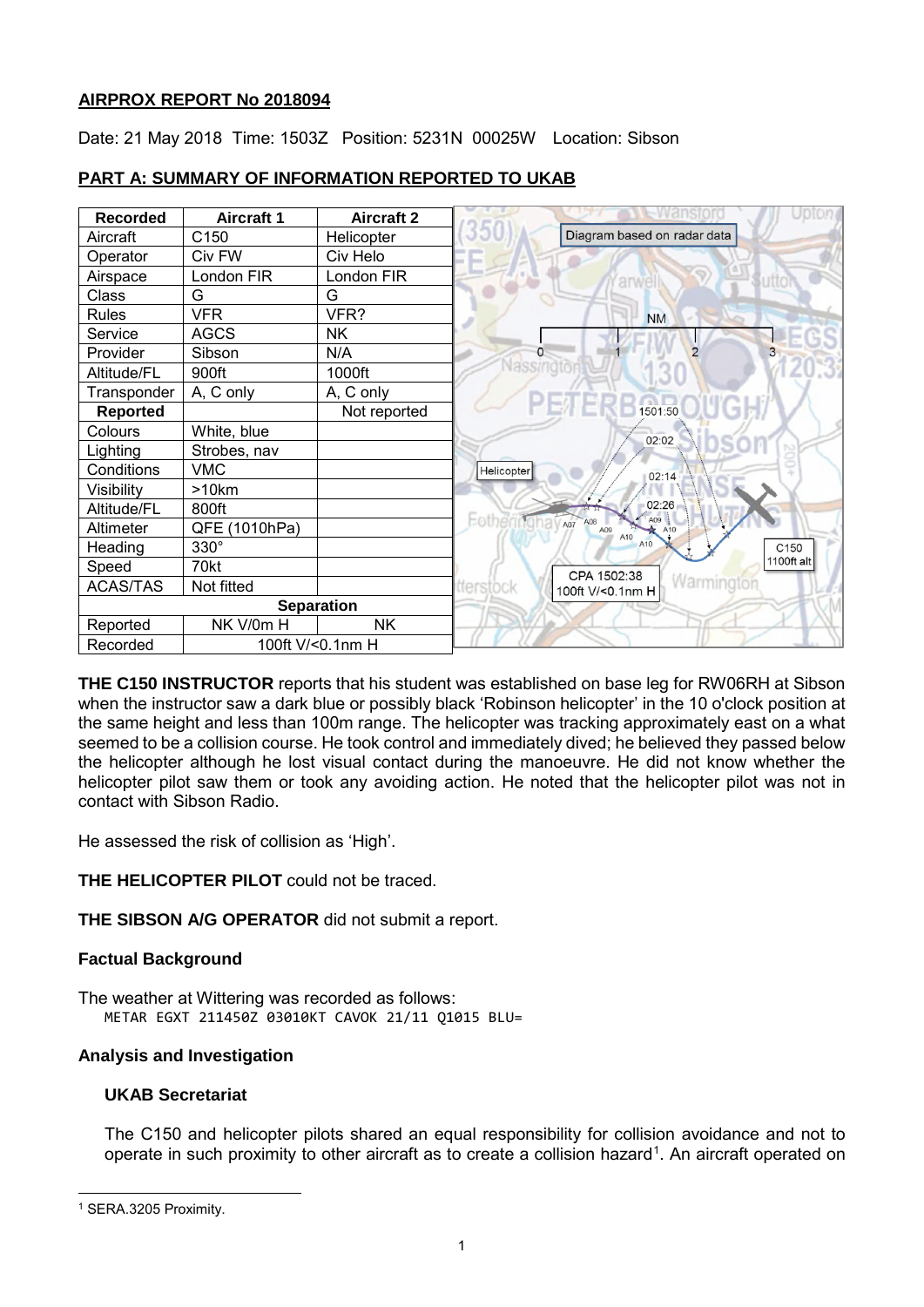**AIRPROX REPORT No 2018094**

Date: 21 May 2018 Time: 1503Z Position: 5231N 00025W Location: Sibson

**PART A: SUMMARY OF INFORMATION REPORTED TO UKAB**

| Recorded | Aircraft 1 | Aircraft 2 |
|---|---|---|
| Aircraft | C150 | Helicopter |
| Operator | Civ FW | Civ Helo |
| Airspace | London FIR | London FIR |
| Class | G | G |
| Rules | VFR | VFR? |
| Service | AGCS | NK |
| Provider | Sibson | N/A |
| Altitude/FL | 900ft | 1000ft |
| Transponder | A, C only | A, C only |
| **Reported** | | Not reported |
| Colours | White, blue | |
| Lighting | Strobes, nav | |
| Conditions | VMC | |
| Visibility | >10km | |
| Altitude/FL | 800ft | |
| Altimeter | QFE (1010hPa) | |
| Heading | 330° | |
| Speed | 70kt | |
| ACAS/TAS | Not fitted | |
| **Separation** | | |
| Reported | NK V/0m H | NK |
| Recorded | 100ft V/<0.1nm H | |

**THE C150 INSTRUCTOR** reports that his student was established on base leg for RW06RH at Sibson when the instructor saw a dark blue or possibly black 'Robinson helicopter' in the 10 o'clock position at the same height and less than 100m range. The helicopter was tracking approximately east on a what seemed to be a collision course. He took control and immediately dived; he believed they passed below the helicopter although he lost visual contact during the manoeuvre. He did not know whether the helicopter pilot saw them or took any avoiding action. He noted that the helicopter pilot was not in contact with Sibson Radio.

He assessed the risk of collision as 'High'.

**THE HELICOPTER PILOT** could not be traced.

**THE SIBSON A/G OPERATOR** did not submit a report.

### Factual Background

The weather at Wittering was recorded as follows:

```
METAR EGXT 211450Z 03010KT CAVOK 21/11 Q1015 BLU=
```

### Analysis and Investigation

#### UKAB Secretariat

The C150 and helicopter pilots shared an equal responsibility for collision avoidance and not to operate in such proximity to other aircraft as to create a collision hazard[1]. An aircraft operated on

[1] SERA.3205 Proximity.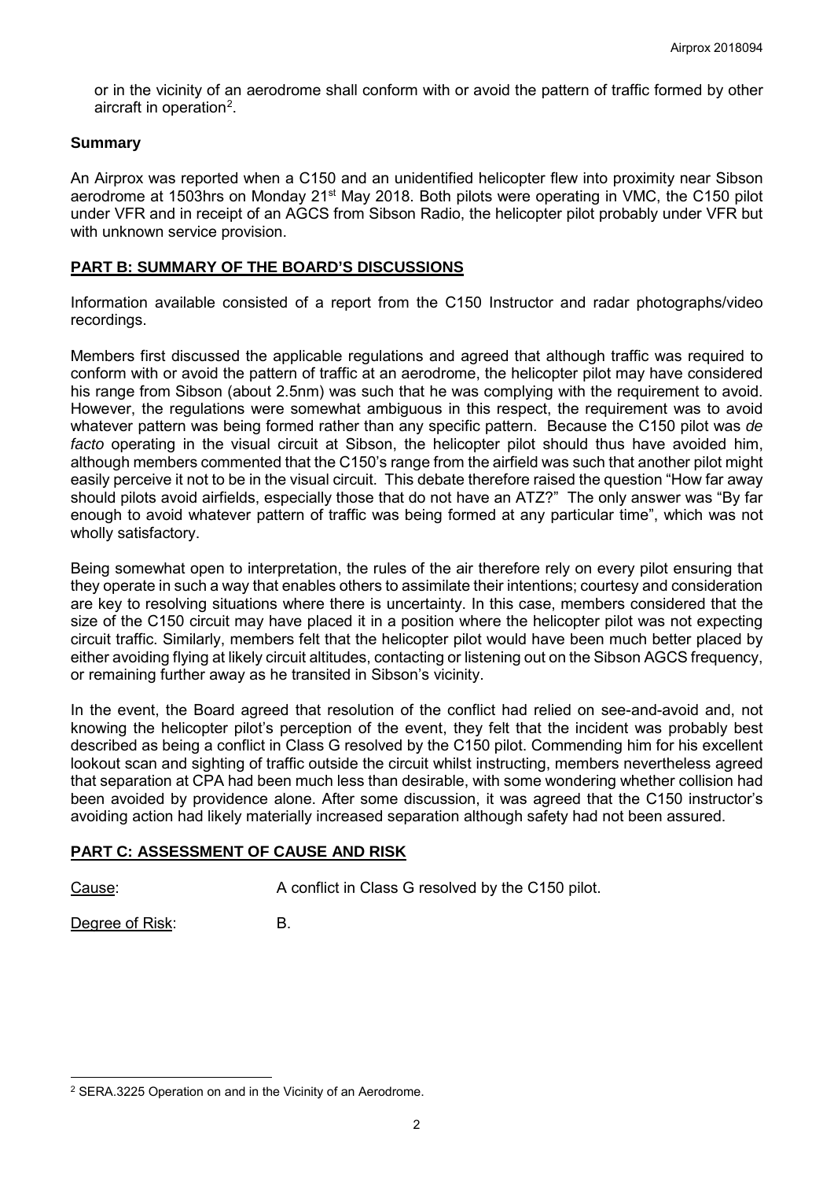or in the vicinity of an aerodrome shall conform with or avoid the pattern of traffic formed by other aircraft in operation[2].

## Summary

An Airprox was reported when a C150 and an unidentified helicopter flew into proximity near Sibson aerodrome at 1503hrs on Monday 21st May 2018. Both pilots were operating in VMC, the C150 pilot under VFR and in receipt of an AGCS from Sibson Radio, the helicopter pilot probably under VFR but with unknown service provision.

## PART B: SUMMARY OF THE BOARD'S DISCUSSIONS

Information available consisted of a report from the C150 Instructor and radar photographs/video recordings.

Members first discussed the applicable regulations and agreed that although traffic was required to conform with or avoid the pattern of traffic at an aerodrome, the helicopter pilot may have considered his range from Sibson (about 2.5nm) was such that he was complying with the requirement to avoid. However, the regulations were somewhat ambiguous in this respect, the requirement was to avoid whatever pattern was being formed rather than any specific pattern. Because the C150 pilot was *de facto* operating in the visual circuit at Sibson, the helicopter pilot should thus have avoided him, although members commented that the C150's range from the airfield was such that another pilot might easily perceive it not to be in the visual circuit. This debate therefore raised the question "How far away should pilots avoid airfields, especially those that do not have an ATZ?" The only answer was "By far enough to avoid whatever pattern of traffic was being formed at any particular time", which was not wholly satisfactory.

Being somewhat open to interpretation, the rules of the air therefore rely on every pilot ensuring that they operate in such a way that enables others to assimilate their intentions; courtesy and consideration are key to resolving situations where there is uncertainty. In this case, members considered that the size of the C150 circuit may have placed it in a position where the helicopter pilot was not expecting circuit traffic. Similarly, members felt that the helicopter pilot would have been much better placed by either avoiding flying at likely circuit altitudes, contacting or listening out on the Sibson AGCS frequency, or remaining further away as he transited in Sibson's vicinity.

In the event, the Board agreed that resolution of the conflict had relied on see-and-avoid and, not knowing the helicopter pilot's perception of the event, they felt that the incident was probably best described as being a conflict in Class G resolved by the C150 pilot. Commending him for his excellent lookout scan and sighting of traffic outside the circuit whilst instructing, members nevertheless agreed that separation at CPA had been much less than desirable, with some wondering whether collision had been avoided by providence alone. After some discussion, it was agreed that the C150 instructor's avoiding action had likely materially increased separation although safety had not been assured.

## PART C: ASSESSMENT OF CAUSE AND RISK

Cause: A conflict in Class G resolved by the C150 pilot.

Degree of Risk: B.

[2] SERA.3225 Operation on and in the Vicinity of an Aerodrome.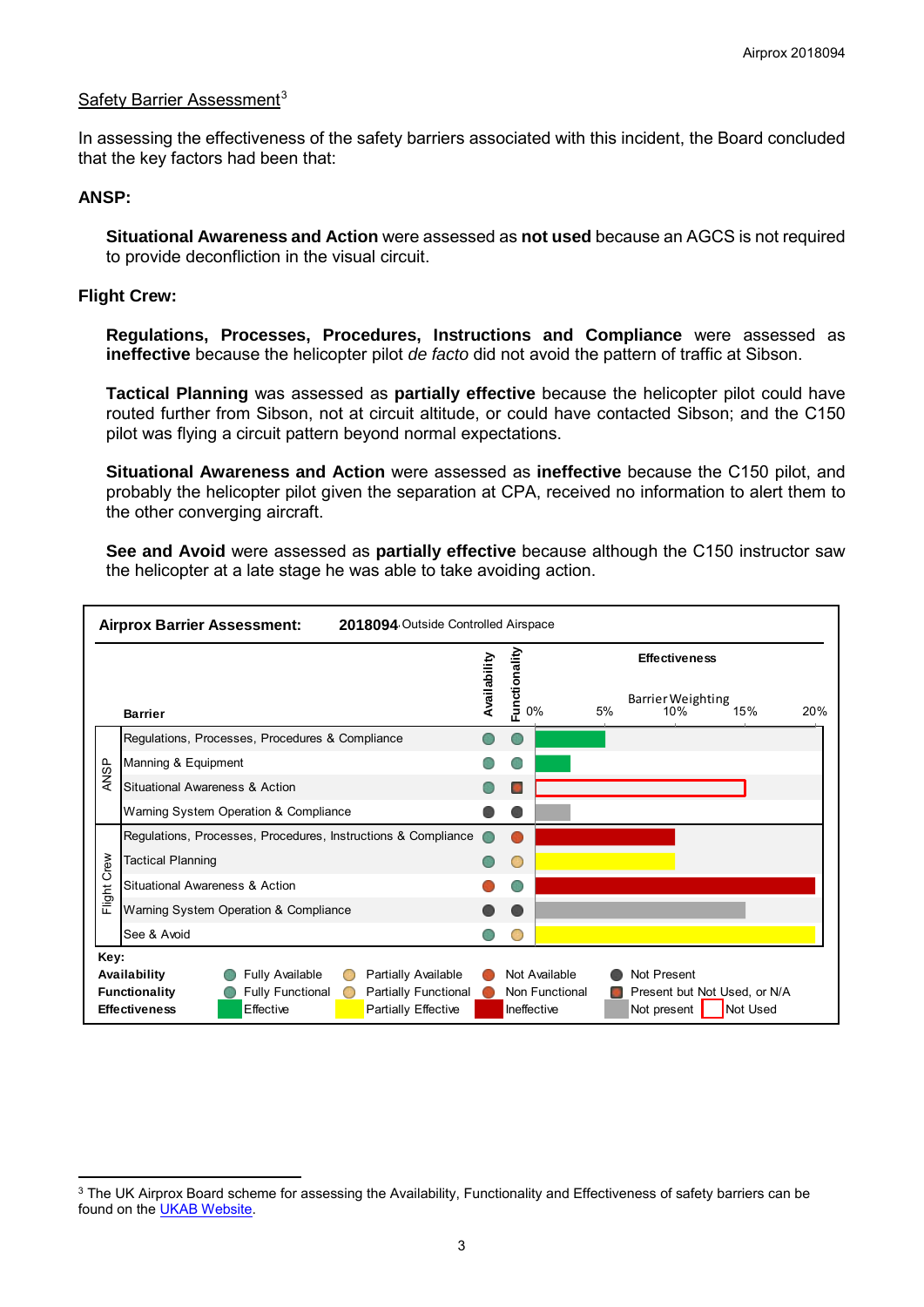## Safety Barrier Assessment[3]

In assessing the effectiveness of the safety barriers associated with this incident, the Board concluded that the key factors had been that:

**ANSP:**

**Situational Awareness and Action** were assessed as **not used** because an AGCS is not required to provide deconfliction in the visual circuit.

**Flight Crew:**

**Regulations, Processes, Procedures, Instructions and Compliance** were assessed as **ineffective** because the helicopter pilot *de facto* did not avoid the pattern of traffic at Sibson.

**Tactical Planning** was assessed as **partially effective** because the helicopter pilot could have routed further from Sibson, not at circuit altitude, or could have contacted Sibson; and the C150 pilot was flying a circuit pattern beyond normal expectations.

**Situational Awareness and Action** were assessed as **ineffective** because the C150 pilot, and probably the helicopter pilot given the separation at CPA, received no information to alert them to the other converging aircraft.

**See and Avoid** were assessed as **partially effective** because although the C150 instructor saw the helicopter at a late stage he was able to take avoiding action.

Airprox Barrier Assessment: 2018094 Outside Controlled Airspace

Barrier | Availability | Functionality | Effectiveness | Barrier Weighting | 0% | 5% | 10% | 15% | 20%

ANSP
Regulations, Processes, Procedures & Compliance
Manning & Equipment
Situational Awareness & Action
Warning System Operation & Compliance

Flight Crew
Regulations, Processes, Procedures, Instructions & Compliance
Tactical Planning
Situational Awareness & Action
Warning System Operation & Compliance
See & Avoid

Key:
Availability: Fully Available | Partially Available | Not Available | Not Present
Functionality: Fully Functional | Partially Functional | Non Functional | Present but Not Used, or N/A
Effectiveness: Effective | Partially Effective | Ineffective | Not present | Not Used

---

[3] The UK Airprox Board scheme for assessing the Availability, Functionality and Effectiveness of safety barriers can be found on the UKAB Website.